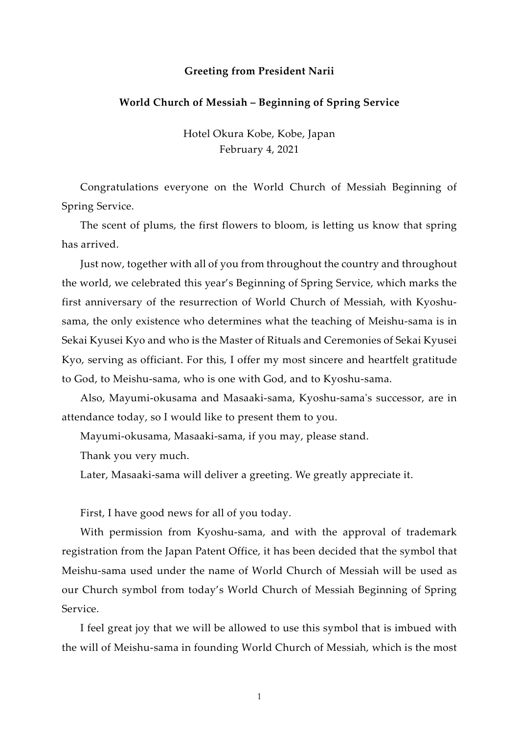**Greeting from President Narii**

**World Church of Messiah – Beginning of Spring Service**

Hotel Okura Kobe, Kobe, Japan
February 4, 2021

Congratulations everyone on the World Church of Messiah Beginning of Spring Service.

The scent of plums, the first flowers to bloom, is letting us know that spring has arrived.

Just now, together with all of you from throughout the country and throughout the world, we celebrated this year's Beginning of Spring Service, which marks the first anniversary of the resurrection of World Church of Messiah, with Kyoshu-sama, the only existence who determines what the teaching of Meishu-sama is in Sekai Kyusei Kyo and who is the Master of Rituals and Ceremonies of Sekai Kyusei Kyo, serving as officiant. For this, I offer my most sincere and heartfelt gratitude to God, to Meishu-sama, who is one with God, and to Kyoshu-sama.

Also, Mayumi-okusama and Masaaki-sama, Kyoshu-sama's successor, are in attendance today, so I would like to present them to you.

Mayumi-okusama, Masaaki-sama, if you may, please stand.

Thank you very much.

Later, Masaaki-sama will deliver a greeting. We greatly appreciate it.

First, I have good news for all of you today.

With permission from Kyoshu-sama, and with the approval of trademark registration from the Japan Patent Office, it has been decided that the symbol that Meishu-sama used under the name of World Church of Messiah will be used as our Church symbol from today's World Church of Messiah Beginning of Spring Service.

I feel great joy that we will be allowed to use this symbol that is imbued with the will of Meishu-sama in founding World Church of Messiah, which is the most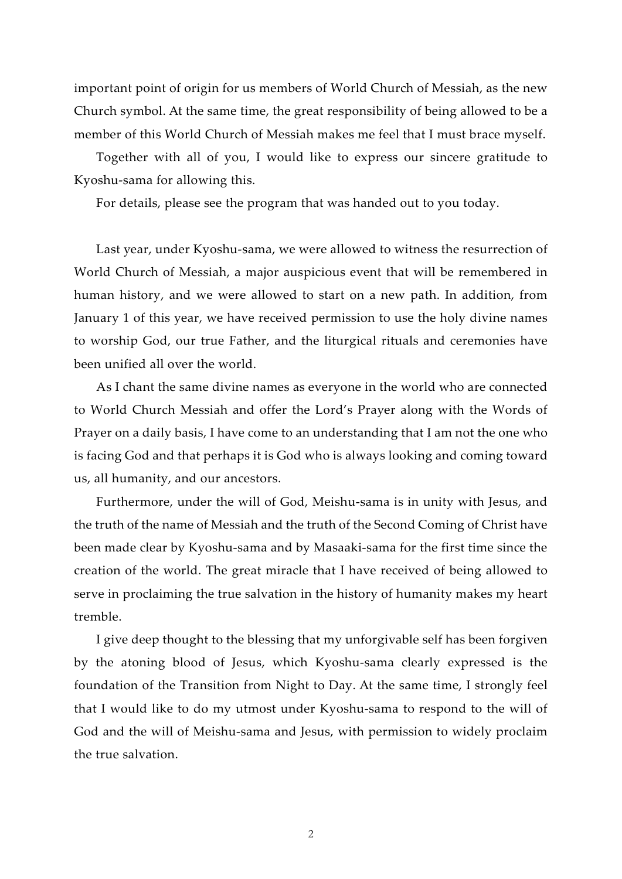important point of origin for us members of World Church of Messiah, as the new Church symbol. At the same time, the great responsibility of being allowed to be a member of this World Church of Messiah makes me feel that I must brace myself.

Together with all of you, I would like to express our sincere gratitude to Kyoshu-sama for allowing this.

For details, please see the program that was handed out to you today.

Last year, under Kyoshu-sama, we were allowed to witness the resurrection of World Church of Messiah, a major auspicious event that will be remembered in human history, and we were allowed to start on a new path. In addition, from January 1 of this year, we have received permission to use the holy divine names to worship God, our true Father, and the liturgical rituals and ceremonies have been unified all over the world.

As I chant the same divine names as everyone in the world who are connected to World Church Messiah and offer the Lord's Prayer along with the Words of Prayer on a daily basis, I have come to an understanding that I am not the one who is facing God and that perhaps it is God who is always looking and coming toward us, all humanity, and our ancestors.

Furthermore, under the will of God, Meishu-sama is in unity with Jesus, and the truth of the name of Messiah and the truth of the Second Coming of Christ have been made clear by Kyoshu-sama and by Masaaki-sama for the first time since the creation of the world. The great miracle that I have received of being allowed to serve in proclaiming the true salvation in the history of humanity makes my heart tremble.

I give deep thought to the blessing that my unforgivable self has been forgiven by the atoning blood of Jesus, which Kyoshu-sama clearly expressed is the foundation of the Transition from Night to Day. At the same time, I strongly feel that I would like to do my utmost under Kyoshu-sama to respond to the will of God and the will of Meishu-sama and Jesus, with permission to widely proclaim the true salvation.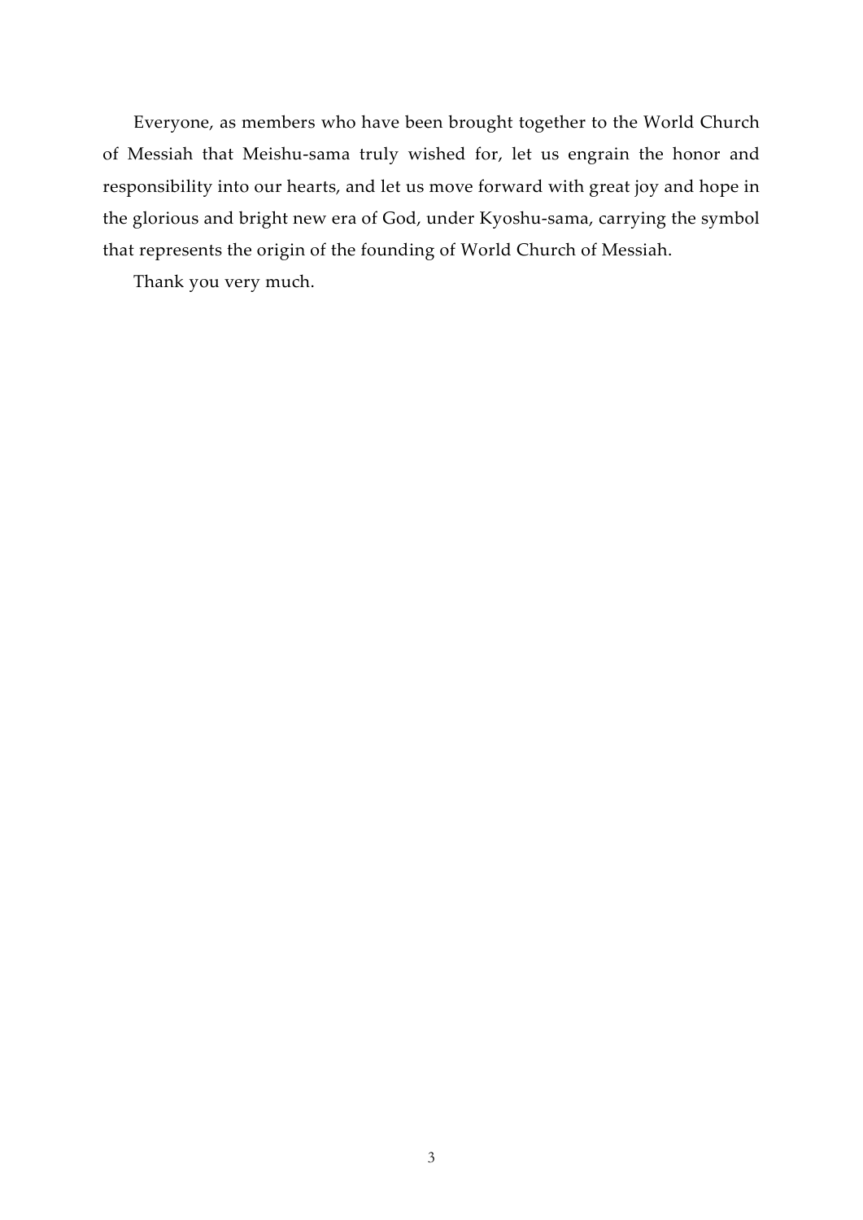Everyone, as members who have been brought together to the World Church of Messiah that Meishu-sama truly wished for, let us engrain the honor and responsibility into our hearts, and let us move forward with great joy and hope in the glorious and bright new era of God, under Kyoshu-sama, carrying the symbol that represents the origin of the founding of World Church of Messiah.

Thank you very much.